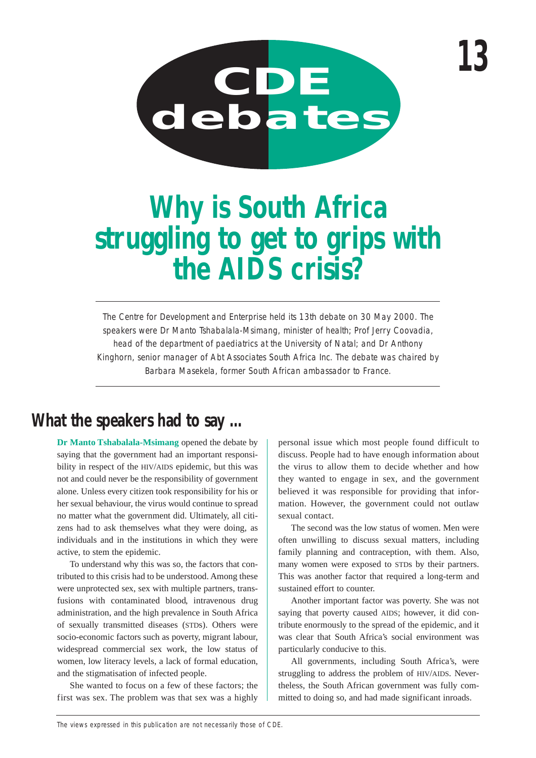# CDE debates

13

# Why is South Africa struggling to get to grips with the AIDS crisis?

*The Centre for Development and Enterprise held its 13th debate on 30 May 2000. The speakers were Dr Manto Tshabalala-Msimang, minister of health; Prof Jerry Coovadia, head of the department of paediatrics at the University of Natal; and Dr Anthony Kinghorn, senior manager of Abt Associates South Africa Inc. The debate was chaired by Barbara Masekela, former South African ambassador to France.*

## What the speakers had to say ...

**Dr Manto Tshabalala-Msimang** opened the debate by saying that the government had an important responsibility in respect of the HIV/AIDS epidemic, but this was not and could never be the responsibility of government alone. Unless every citizen took responsibility for his or her sexual behaviour, the virus would continue to spread no matter what the government did. Ultimately, all citizens had to ask themselves what they were doing, as individuals and in the institutions in which they were active, to stem the epidemic.

To understand why this was so, the factors that contributed to this crisis had to be understood. Among these were unprotected sex, sex with multiple partners, transfusions with contaminated blood, intravenous drug administration, and the high prevalence in South Africa of sexually transmitted diseases (STDs). Others were socio-economic factors such as poverty, migrant labour, widespread commercial sex work, the low status of women, low literacy levels, a lack of formal education, and the stigmatisation of infected people.

She wanted to focus on a few of these factors; the first was sex. The problem was that sex was a highly personal issue which most people found difficult to discuss. People had to have enough information about the virus to allow them to decide whether and how they wanted to engage in sex, and the government believed it was responsible for providing that information. However, the government could not outlaw sexual contact.

The second was the low status of women. Men were often unwilling to discuss sexual matters, including family planning and contraception, with them. Also, many women were exposed to STDs by their partners. This was another factor that required a long-term and sustained effort to counter.

Another important factor was poverty. She was not saying that poverty caused AIDS; however, it did contribute enormously to the spread of the epidemic, and it was clear that South Africa's social environment was particularly conducive to this.

All governments, including South Africa's, were struggling to address the problem of HIV/AIDS. Nevertheless, the South African government was fully committed to doing so, and had made significant inroads.

*The views expressed in this publication are not necessarily those of CDE.*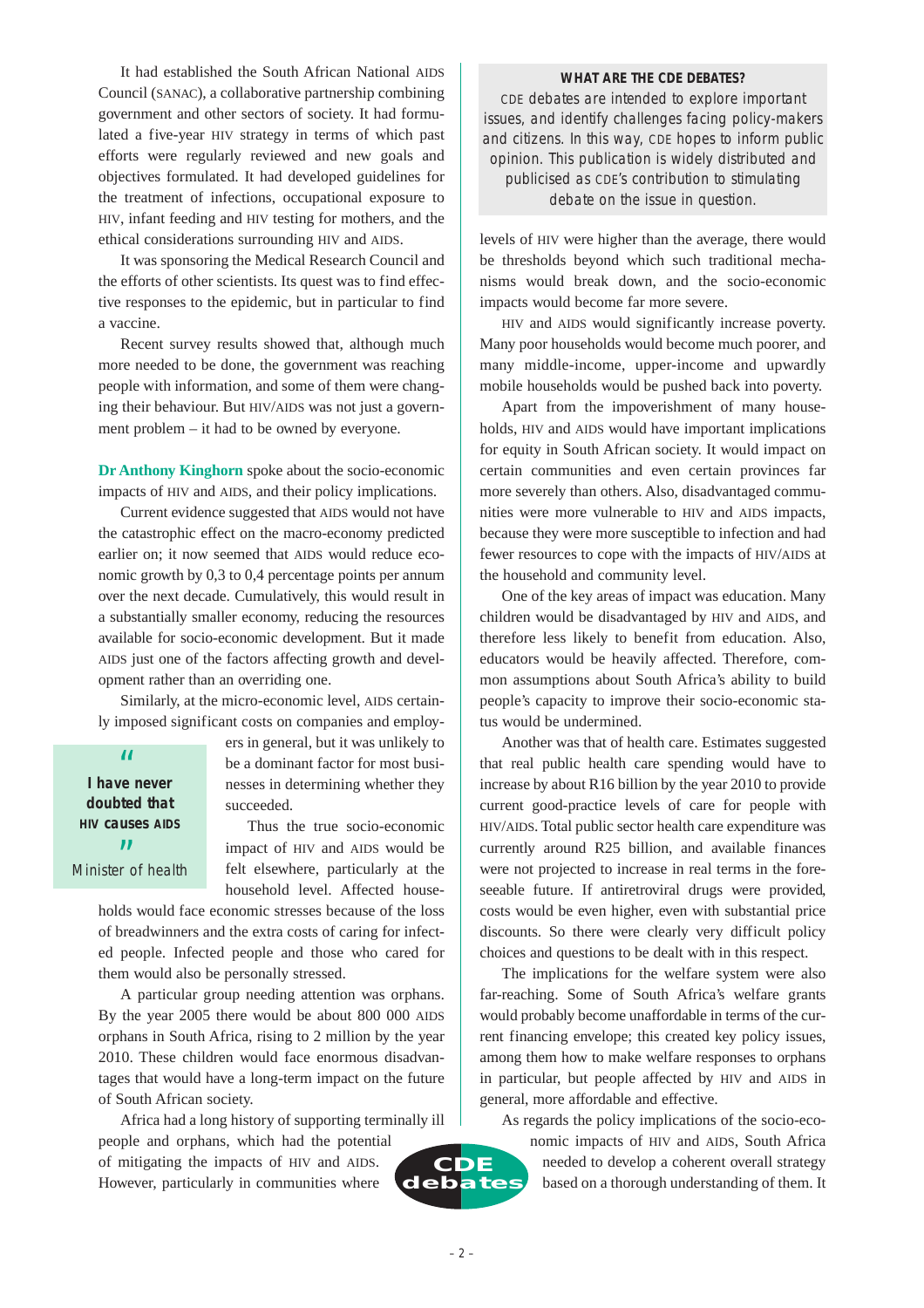It had established the South African National AIDS Council (SANAC), a collaborative partnership combining government and other sectors of society. It had formulated a five-year HIV strategy in terms of which past efforts were regularly reviewed and new goals and objectives formulated. It had developed guidelines for the treatment of infections, occupational exposure to HIV, infant feeding and HIV testing for mothers, and the ethical considerations surrounding HIV and AIDS.

It was sponsoring the Medical Research Council and the efforts of other scientists. Its quest was to find effective responses to the epidemic, but in particular to find a vaccine.

Recent survey results showed that, although much more needed to be done, the government was reaching people with information, and some of them were changing their behaviour. But HIV/AIDS was not just a government problem – it had to be owned by everyone.

**Dr Anthony Kinghorn** spoke about the socio-economic impacts of HIV and AIDS, and their policy implications.

Current evidence suggested that AIDS would not have the catastrophic effect on the macro-economy predicted earlier on; it now seemed that AIDS would reduce economic growth by 0,3 to 0,4 percentage points per annum over the next decade. Cumulatively, this would result in a substantially smaller economy, reducing the resources available for socio-economic development. But it made AIDS just one of the factors affecting growth and development rather than an overriding one.

Similarly, at the micro-economic level, AIDS certainly imposed significant costs on companies and employers in general, but it was unlikely to be a dominant factor for most businesses in determining whether they succeeded.

> **"I have never doubted that HIV causes AIDS"**
> Minister of health

Thus the true socio-economic impact of HIV and AIDS would be felt elsewhere, particularly at the household level. Affected households would face economic stresses because of the loss of breadwinners and the extra costs of caring for infected people. Infected people and those who cared for them would also be personally stressed.

A particular group needing attention was orphans. By the year 2005 there would be about 800 000 AIDS orphans in South Africa, rising to 2 million by the year 2010. These children would face enormous disadvantages that would have a long-term impact on the future of South African society.

Africa had a long history of supporting terminally ill people and orphans, which had the potential of mitigating the impacts of HIV and AIDS. However, particularly in communities where levels of HIV were higher than the average, there would be thresholds beyond which such traditional mechanisms would break down, and the socio-economic impacts would become far more severe.

> **WHAT ARE THE CDE DEBATES?**
> CDE debates are intended to explore important issues, and identify challenges facing policy-makers and citizens. In this way, CDE hopes to inform public opinion. This publication is widely distributed and publicised as CDE's contribution to stimulating debate on the issue in question.

HIV and AIDS would significantly increase poverty. Many poor households would become much poorer, and many middle-income, upper-income and upwardly mobile households would be pushed back into poverty.

Apart from the impoverishment of many households, HIV and AIDS would have important implications for equity in South African society. It would impact on certain communities and even certain provinces far more severely than others. Also, disadvantaged communities were more vulnerable to HIV and AIDS impacts, because they were more susceptible to infection and had fewer resources to cope with the impacts of HIV/AIDS at the household and community level.

One of the key areas of impact was education. Many children would be disadvantaged by HIV and AIDS, and therefore less likely to benefit from education. Also, educators would be heavily affected. Therefore, common assumptions about South Africa's ability to build people's capacity to improve their socio-economic status would be undermined.

Another was that of health care. Estimates suggested that real public health care spending would have to increase by about R16 billion by the year 2010 to provide current good-practice levels of care for people with HIV/AIDS. Total public sector health care expenditure was currently around R25 billion, and available finances were not projected to increase in real terms in the foreseeable future. If antiretroviral drugs were provided, costs would be even higher, even with substantial price discounts. So there were clearly very difficult policy choices and questions to be dealt with in this respect.

The implications for the welfare system were also far-reaching. Some of South Africa's welfare grants would probably become unaffordable in terms of the current financing envelope; this created key policy issues, among them how to make welfare responses to orphans in particular, but people affected by HIV and AIDS in general, more affordable and effective.

As regards the policy implications of the socio-economic impacts of HIV and AIDS, South Africa needed to develop a coherent overall strategy based on a thorough understanding of them. It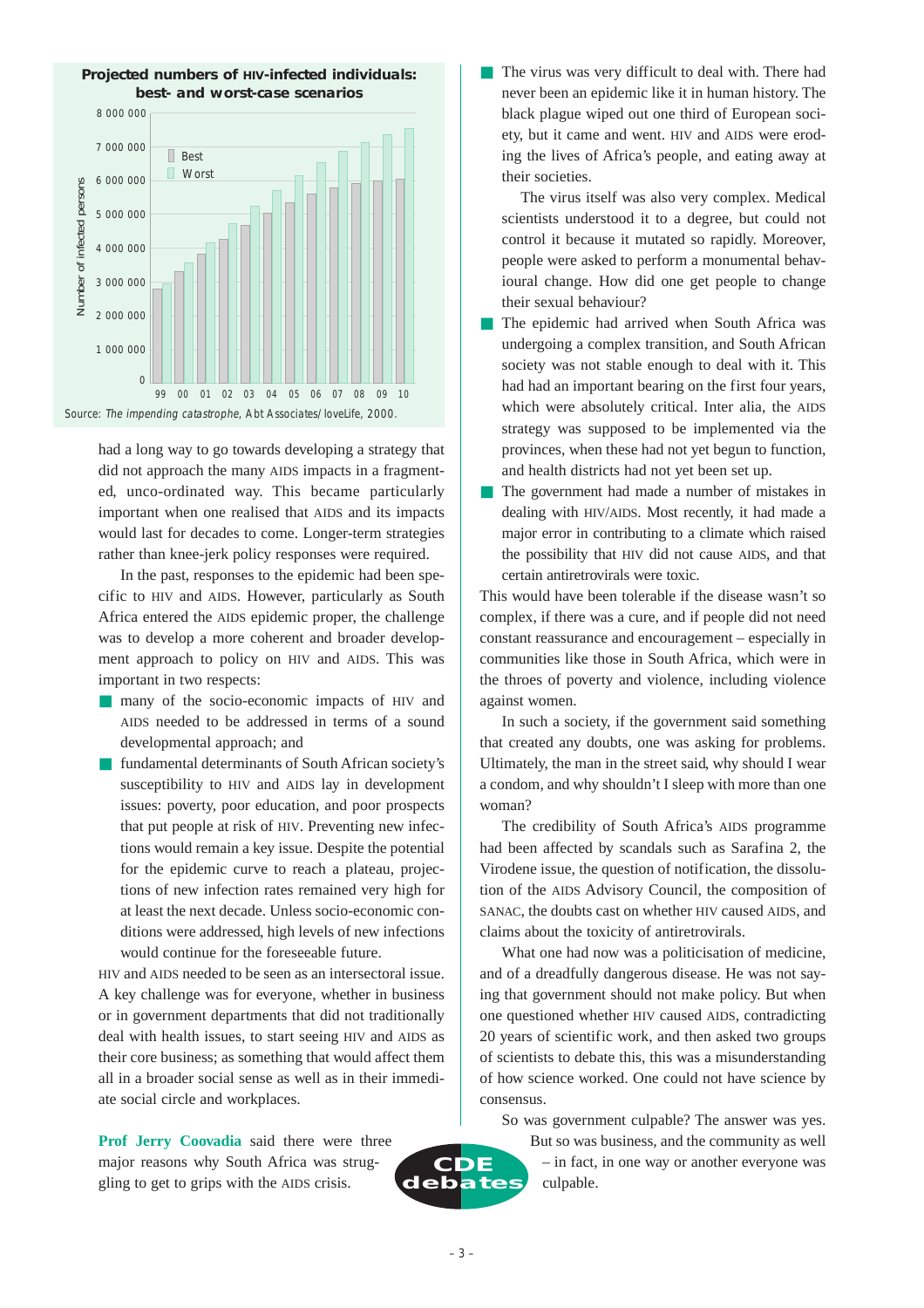**Projected numbers of HIV-infected individuals: best- and worst-case scenarios**

Source: *The impending catastrophe*, Abt Associates/loveLife, 2000.

had a long way to go towards developing a strategy that did not approach the many AIDS impacts in a fragmented, unco-ordinated way. This became particularly important when one realised that AIDS and its impacts would last for decades to come. Longer-term strategies rather than knee-jerk policy responses were required.

In the past, responses to the epidemic had been specific to HIV and AIDS. However, particularly as South Africa entered the AIDS epidemic proper, the challenge was to develop a more coherent and broader development approach to policy on HIV and AIDS. This was important in two respects:

- many of the socio-economic impacts of HIV and AIDS needed to be addressed in terms of a sound developmental approach; and
- fundamental determinants of South African society's susceptibility to HIV and AIDS lay in development issues: poverty, poor education, and poor prospects that put people at risk of HIV. Preventing new infections would remain a key issue. Despite the potential for the epidemic curve to reach a plateau, projections of new infection rates remained very high for at least the next decade. Unless socio-economic conditions were addressed, high levels of new infections would continue for the foreseeable future.

HIV and AIDS needed to be seen as an intersectoral issue. A key challenge was for everyone, whether in business or in government departments that did not traditionally deal with health issues, to start seeing HIV and AIDS as their core business; as something that would affect them all in a broader social sense as well as in their immediate social circle and workplaces.

**Prof Jerry Coovadia** said there were three major reasons why South Africa was struggling to get to grips with the AIDS crisis.

- The virus was very difficult to deal with. There had never been an epidemic like it in human history. The black plague wiped out one third of European society, but it came and went. HIV and AIDS were eroding the lives of Africa's people, and eating away at their societies.

  The virus itself was also very complex. Medical scientists understood it to a degree, but could not control it because it mutated so rapidly. Moreover, people were asked to perform a monumental behavioural change. How did one get people to change their sexual behaviour?
- The epidemic had arrived when South Africa was undergoing a complex transition, and South African society was not stable enough to deal with it. This had had an important bearing on the first four years, which were absolutely critical. Inter alia, the AIDS strategy was supposed to be implemented via the provinces, when these had not yet begun to function, and health districts had not yet been set up.
- The government had made a number of mistakes in dealing with HIV/AIDS. Most recently, it had made a major error in contributing to a climate which raised the possibility that HIV did not cause AIDS, and that certain antiretrovirals were toxic.

This would have been tolerable if the disease wasn't so complex, if there was a cure, and if people did not need constant reassurance and encouragement – especially in communities like those in South Africa, which were in the throes of poverty and violence, including violence against women.

In such a society, if the government said something that created any doubts, one was asking for problems. Ultimately, the man in the street said, why should I wear a condom, and why shouldn't I sleep with more than one woman?

The credibility of South Africa's AIDS programme had been affected by scandals such as Sarafina 2, the Virodene issue, the question of notification, the dissolution of the AIDS Advisory Council, the composition of SANAC, the doubts cast on whether HIV caused AIDS, and claims about the toxicity of antiretrovirals.

What one had now was a politicisation of medicine, and of a dreadfully dangerous disease. He was not saying that government should not make policy. But when one questioned whether HIV caused AIDS, contradicting 20 years of scientific work, and then asked two groups of scientists to debate this, this was a misunderstanding of how science worked. One could not have science by consensus.

So was government culpable? The answer was yes. But so was business, and the community as well – in fact, in one way or another everyone was culpable.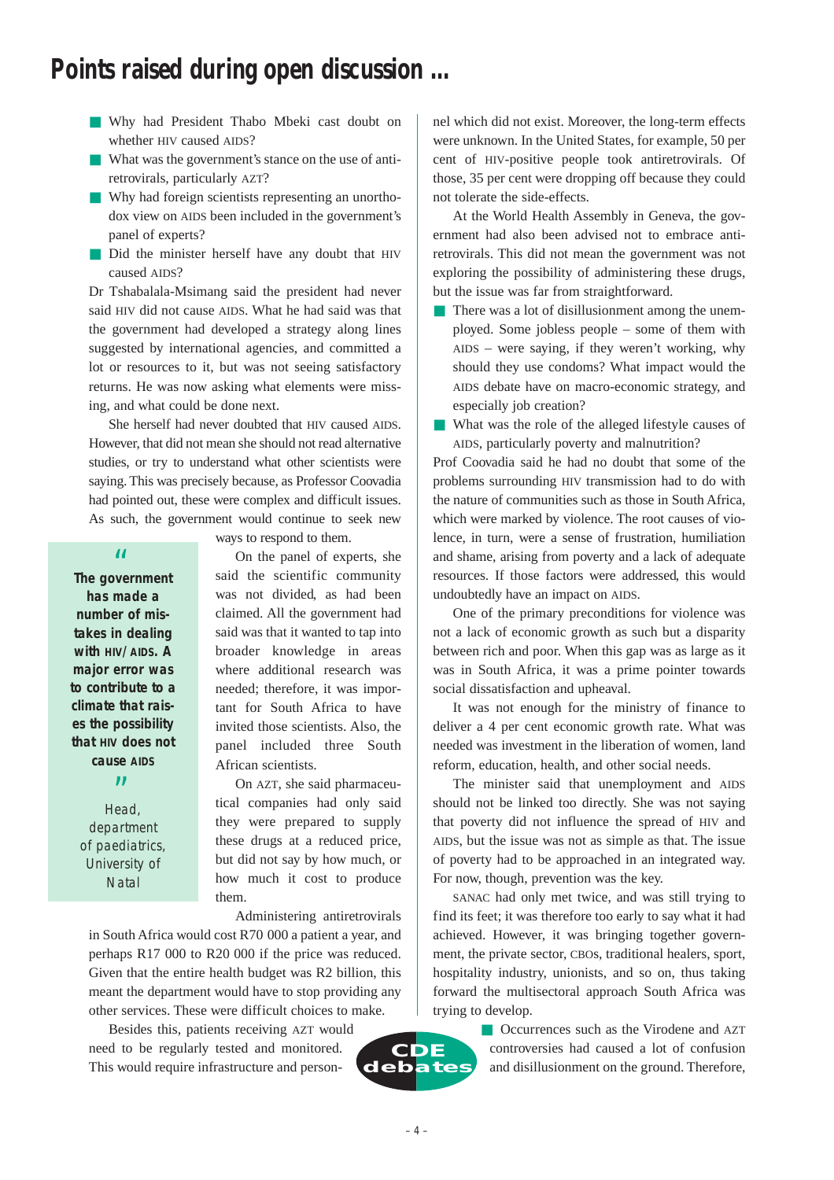# Points raised during open discussion ...

- Why had President Thabo Mbeki cast doubt on whether HIV caused AIDS?
- What was the government's stance on the use of antiretrovirals, particularly AZT?
- Why had foreign scientists representing an unorthodox view on AIDS been included in the government's panel of experts?
- Did the minister herself have any doubt that HIV caused AIDS?

Dr Tshabalala-Msimang said the president had never said HIV did not cause AIDS. What he had said was that the government had developed a strategy along lines suggested by international agencies, and committed a lot or resources to it, but was not seeing satisfactory returns. He was now asking what elements were missing, and what could be done next.

She herself had never doubted that HIV caused AIDS. However, that did not mean she should not read alternative studies, or try to understand what other scientists were saying. This was precisely because, as Professor Coovadia had pointed out, these were complex and difficult issues. As such, the government would continue to seek new ways to respond to them.

> **"The government has made a number of mistakes in dealing with HIV/AIDS. A major error was to contribute to a climate that raises the possibility that HIV does not cause AIDS"**
>
> Head, department of paediatrics, University of Natal

On the panel of experts, she said the scientific community was not divided, as had been claimed. All the government had said was that it wanted to tap into broader knowledge in areas where additional research was needed; therefore, it was important for South Africa to have invited those scientists. Also, the panel included three South African scientists.

On AZT, she said pharmaceutical companies had only said they were prepared to supply these drugs at a reduced price, but did not say by how much, or how much it cost to produce them.

Administering antiretrovirals in South Africa would cost R70 000 a patient a year, and perhaps R17 000 to R20 000 if the price was reduced. Given that the entire health budget was R2 billion, this meant the department would have to stop providing any other services. These were difficult choices to make.

Besides this, patients receiving AZT would need to be regularly tested and monitored. This would require infrastructure and personnel which did not exist. Moreover, the long-term effects were unknown. In the United States, for example, 50 per cent of HIV-positive people took antiretrovirals. Of those, 35 per cent were dropping off because they could not tolerate the side-effects.

At the World Health Assembly in Geneva, the government had also been advised not to embrace antiretrovirals. This did not mean the government was not exploring the possibility of administering these drugs, but the issue was far from straightforward.

- There was a lot of disillusionment among the unemployed. Some jobless people – some of them with AIDS – were saying, if they weren't working, why should they use condoms? What impact would the AIDS debate have on macro-economic strategy, and especially job creation?
- What was the role of the alleged lifestyle causes of AIDS, particularly poverty and malnutrition?

Prof Coovadia said he had no doubt that some of the problems surrounding HIV transmission had to do with the nature of communities such as those in South Africa, which were marked by violence. The root causes of violence, in turn, were a sense of frustration, humiliation and shame, arising from poverty and a lack of adequate resources. If those factors were addressed, this would undoubtedly have an impact on AIDS.

One of the primary preconditions for violence was not a lack of economic growth as such but a disparity between rich and poor. When this gap was as large as it was in South Africa, it was a prime pointer towards social dissatisfaction and upheaval.

It was not enough for the ministry of finance to deliver a 4 per cent economic growth rate. What was needed was investment in the liberation of women, land reform, education, health, and other social needs.

The minister said that unemployment and AIDS should not be linked too directly. She was not saying that poverty did not influence the spread of HIV and AIDS, but the issue was not as simple as that. The issue of poverty had to be approached in an integrated way. For now, though, prevention was the key.

SANAC had only met twice, and was still trying to find its feet; it was therefore too early to say what it had achieved. However, it was bringing together government, the private sector, CBOs, traditional healers, sport, hospitality industry, unionists, and so on, thus taking forward the multisectoral approach South Africa was trying to develop.

- Occurrences such as the Virodene and AZT controversies had caused a lot of confusion and disillusionment on the ground. Therefore,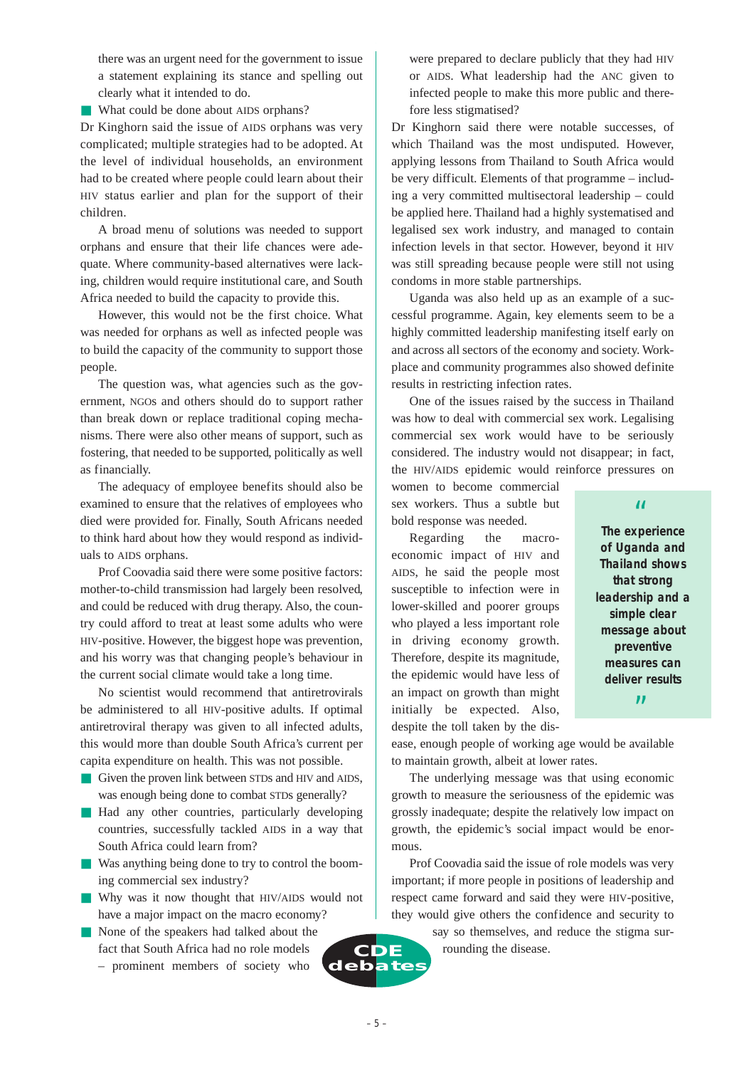there was an urgent need for the government to issue a statement explaining its stance and spelling out clearly what it intended to do.

- What could be done about AIDS orphans?

Dr Kinghorn said the issue of AIDS orphans was very complicated; multiple strategies had to be adopted. At the level of individual households, an environment had to be created where people could learn about their HIV status earlier and plan for the support of their children.

A broad menu of solutions was needed to support orphans and ensure that their life chances were adequate. Where community-based alternatives were lacking, children would require institutional care, and South Africa needed to build the capacity to provide this.

However, this would not be the first choice. What was needed for orphans as well as infected people was to build the capacity of the community to support those people.

The question was, what agencies such as the government, NGOs and others should do to support rather than break down or replace traditional coping mechanisms. There were also other means of support, such as fostering, that needed to be supported, politically as well as financially.

The adequacy of employee benefits should also be examined to ensure that the relatives of employees who died were provided for. Finally, South Africans needed to think hard about how they would respond as individuals to AIDS orphans.

Prof Coovadia said there were some positive factors: mother-to-child transmission had largely been resolved, and could be reduced with drug therapy. Also, the country could afford to treat at least some adults who were HIV-positive. However, the biggest hope was prevention, and his worry was that changing people's behaviour in the current social climate would take a long time.

No scientist would recommend that antiretrovirals be administered to all HIV-positive adults. If optimal antiretroviral therapy was given to all infected adults, this would more than double South Africa's current per capita expenditure on health. This was not possible.

- Given the proven link between STDs and HIV and AIDS, was enough being done to combat STDs generally?
- Had any other countries, particularly developing countries, successfully tackled AIDS in a way that South Africa could learn from?
- Was anything being done to try to control the booming commercial sex industry?
- Why was it now thought that HIV/AIDS would not have a major impact on the macro economy?
- None of the speakers had talked about the fact that South Africa had no role models – prominent members of society who were prepared to declare publicly that they had HIV or AIDS. What leadership had the ANC given to infected people to make this more public and therefore less stigmatised?

Dr Kinghorn said there were notable successes, of which Thailand was the most undisputed. However, applying lessons from Thailand to South Africa would be very difficult. Elements of that programme – including a very committed multisectoral leadership – could be applied here. Thailand had a highly systematised and legalised sex work industry, and managed to contain infection levels in that sector. However, beyond it HIV was still spreading because people were still not using condoms in more stable partnerships.

Uganda was also held up as an example of a successful programme. Again, key elements seem to be a highly committed leadership manifesting itself early on and across all sectors of the economy and society. Workplace and community programmes also showed definite results in restricting infection rates.

One of the issues raised by the success in Thailand was how to deal with commercial sex work. Legalising commercial sex work would have to be seriously considered. The industry would not disappear; in fact, the HIV/AIDS epidemic would reinforce pressures on women to become commercial sex workers. Thus a subtle but bold response was needed.

> **"The experience of Uganda and Thailand shows that strong leadership and a simple clear message about preventive measures can deliver results"**

Regarding the macroeconomic impact of HIV and AIDS, he said the people most susceptible to infection were in lower-skilled and poorer groups who played a less important role in driving economy growth. Therefore, despite its magnitude, the epidemic would have less of an impact on growth than might initially be expected. Also, despite the toll taken by the disease, enough people of working age would be available to maintain growth, albeit at lower rates.

The underlying message was that using economic growth to measure the seriousness of the epidemic was grossly inadequate; despite the relatively low impact on growth, the epidemic's social impact would be enormous.

Prof Coovadia said the issue of role models was very important; if more people in positions of leadership and respect came forward and said they were HIV-positive, they would give others the confidence and security to say so themselves, and reduce the stigma surrounding the disease.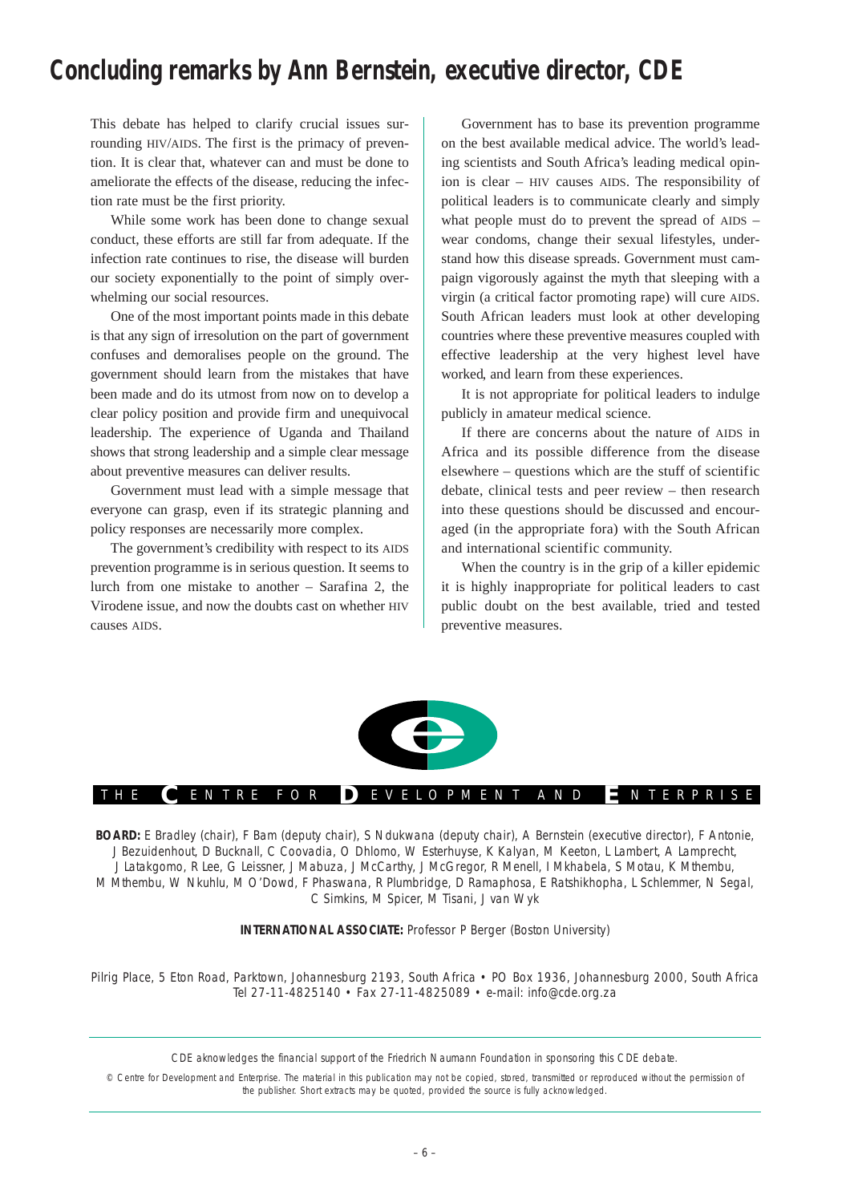# Concluding remarks by Ann Bernstein, executive director, CDE

This debate has helped to clarify crucial issues surrounding HIV/AIDS. The first is the primacy of prevention. It is clear that, whatever can and must be done to ameliorate the effects of the disease, reducing the infection rate must be the first priority.

While some work has been done to change sexual conduct, these efforts are still far from adequate. If the infection rate continues to rise, the disease will burden our society exponentially to the point of simply overwhelming our social resources.

One of the most important points made in this debate is that any sign of irresolution on the part of government confuses and demoralises people on the ground. The government should learn from the mistakes that have been made and do its utmost from now on to develop a clear policy position and provide firm and unequivocal leadership. The experience of Uganda and Thailand shows that strong leadership and a simple clear message about preventive measures can deliver results.

Government must lead with a simple message that everyone can grasp, even if its strategic planning and policy responses are necessarily more complex.

The government's credibility with respect to its AIDS prevention programme is in serious question. It seems to lurch from one mistake to another – Sarafina 2, the Virodene issue, and now the doubts cast on whether HIV causes AIDS.

Government has to base its prevention programme on the best available medical advice. The world's leading scientists and South Africa's leading medical opinion is clear – HIV causes AIDS. The responsibility of political leaders is to communicate clearly and simply what people must do to prevent the spread of AIDS – wear condoms, change their sexual lifestyles, understand how this disease spreads. Government must campaign vigorously against the myth that sleeping with a virgin (a critical factor promoting rape) will cure AIDS. South African leaders must look at other developing countries where these preventive measures coupled with effective leadership at the very highest level have worked, and learn from these experiences.

It is not appropriate for political leaders to indulge publicly in amateur medical science.

If there are concerns about the nature of AIDS in Africa and its possible difference from the disease elsewhere – questions which are the stuff of scientific debate, clinical tests and peer review – then research into these questions should be discussed and encouraged (in the appropriate fora) with the South African and international scientific community.

When the country is in the grip of a killer epidemic it is highly inappropriate for political leaders to cast public doubt on the best available, tried and tested preventive measures.

THE CENTRE FOR DEVELOPMENT AND ENTERPRISE

**BOARD:** E Bradley (chair), F Bam (deputy chair), S Ndukwana (deputy chair), A Bernstein (executive director), F Antonie, J Bezuidenhout, D Bucknall, C Coovadia, O Dhlomo, W Esterhuyse, K Kalyan, M Keeton, L Lambert, A Lamprecht, J Latakgomo, R Lee, G Leissner, J Mabuza, J McCarthy, J McGregor, R Menell, I Mkhabela, S Motau, K Mthembu, M Mthembu, W Nkuhlu, M O'Dowd, F Phaswana, R Plumbridge, D Ramaphosa, E Ratshikhopha, L Schlemmer, N Segal, C Simkins, M Spicer, M Tisani, J van Wyk

**INTERNATIONAL ASSOCIATE:** Professor P Berger (Boston University)

Pilrig Place, 5 Eton Road, Parktown, Johannesburg 2193, South Africa • PO Box 1936, Johannesburg 2000, South Africa
Tel 27-11-4825140 • Fax 27-11-4825089 • e-mail: info@cde.org.za

CDE aknowledges the financial support of the Friedrich Naumann Foundation in sponsoring this CDE debate.

© Centre for Development and Enterprise. The material in this publication may not be copied, stored, transmitted or reproduced without the permission of the publisher. Short extracts may be quoted, provided the source is fully acknowledged.